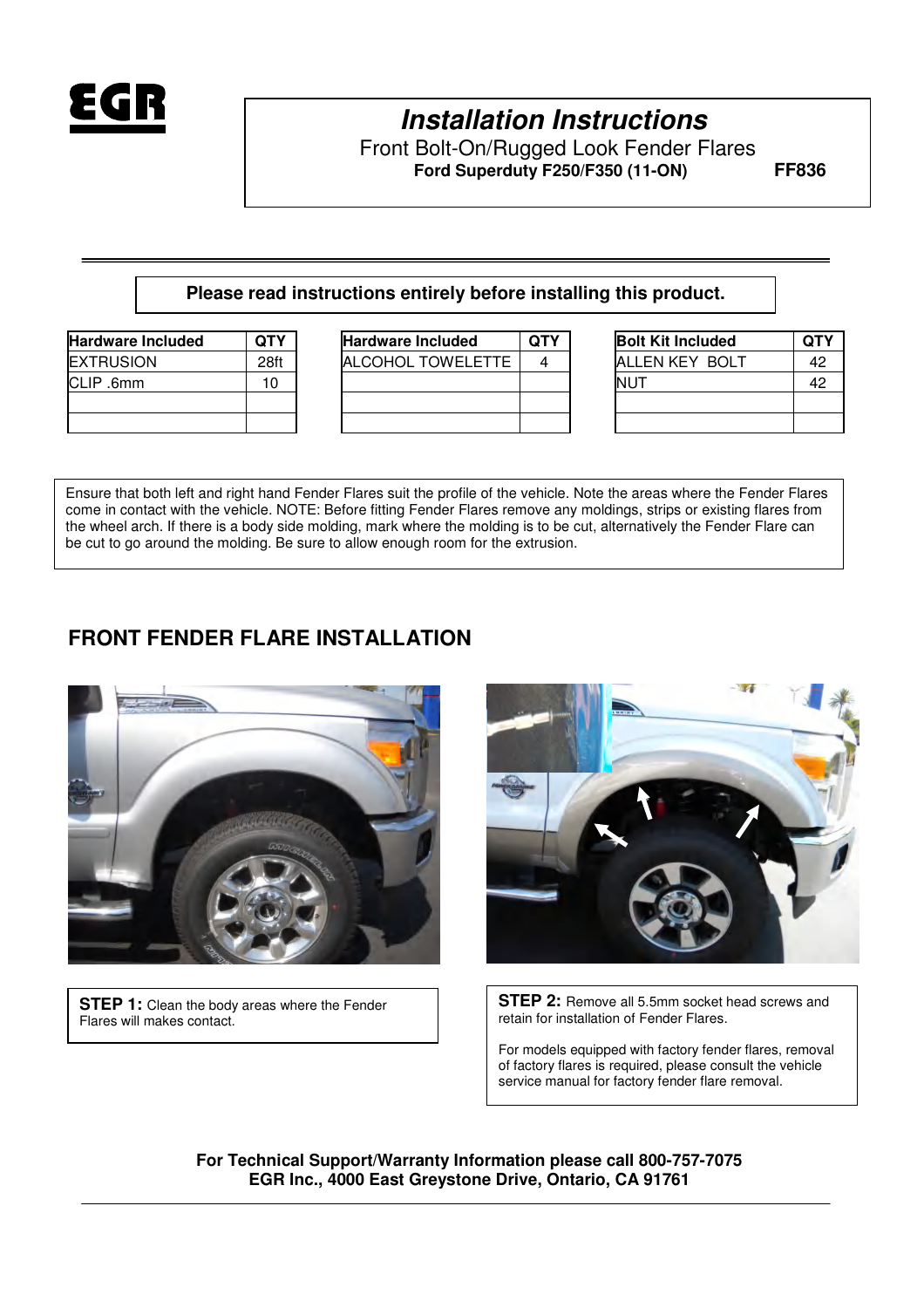EGR

# *Installation Instructions*

Front Bolt-On/Rugged Look Fender Flares

**Ford Superduty F250/F350 (11-ON)** **FF836**

**Please read instructions entirely before installing this product.**

| Hardware Included | QTY |
|---|---|
| EXTRUSION | 28ft |
| CLIP .6mm | 10 |
| | |
| | |

| Hardware Included | QTY |
|---|---|
| ALCOHOL TOWELETTE | 4 |
| | |
| | |

| Bolt Kit Included | QTY |
|---|---|
| ALLEN KEY BOLT | 42 |
| NUT | 42 |
| | |
| | |

Ensure that both left and right hand Fender Flares suit the profile of the vehicle. Note the areas where the Fender Flares come in contact with the vehicle. NOTE: Before fitting Fender Flares remove any moldings, strips or existing flares from the wheel arch. If there is a body side molding, mark where the molding is to be cut, alternatively the Fender Flare can be cut to go around the molding. Be sure to allow enough room for the extrusion.

## FRONT FENDER FLARE INSTALLATION

**STEP 1:** Clean the body areas where the Fender Flares will makes contact.

**STEP 2:** Remove all 5.5mm socket head screws and retain for installation of Fender Flares.

For models equipped with factory fender flares, removal of factory flares is required, please consult the vehicle service manual for factory fender flare removal.

**For Technical Support/Warranty Information please call 800-757-7075**
**EGR Inc., 4000 East Greystone Drive, Ontario, CA 91761**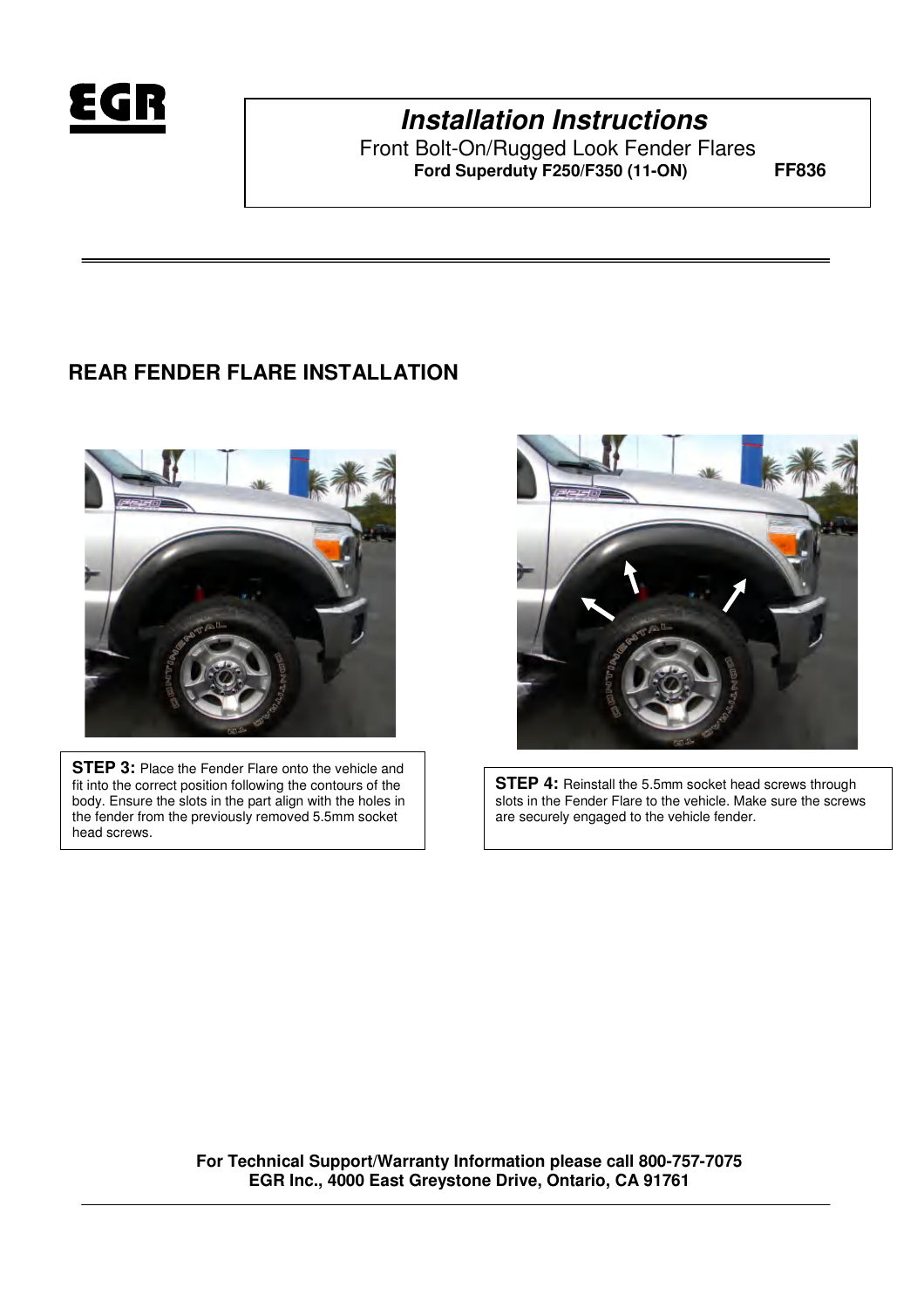**Installation Instructions**

Front Bolt-On/Rugged Look Fender Flares

**Ford Superduty F250/F350 (11-ON) FF836**

## REAR FENDER FLARE INSTALLATION

**STEP 3:** Place the Fender Flare onto the vehicle and fit into the correct position following the contours of the body. Ensure the slots in the part align with the holes in the fender from the previously removed 5.5mm socket head screws.

**STEP 4:** Reinstall the 5.5mm socket head screws through slots in the Fender Flare to the vehicle. Make sure the screws are securely engaged to the vehicle fender.

**For Technical Support/Warranty Information please call 800-757-7075**
**EGR Inc., 4000 East Greystone Drive, Ontario, CA 91761**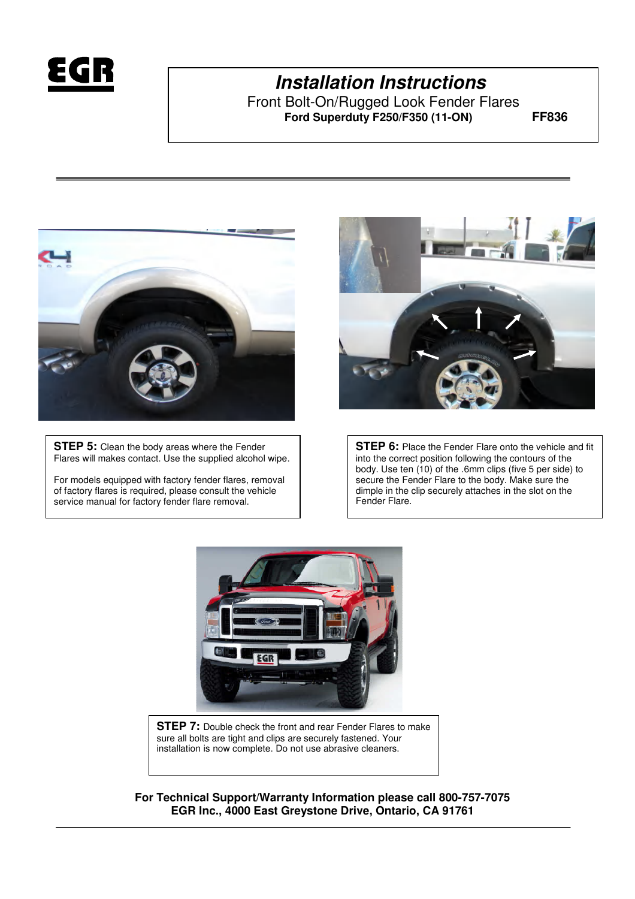EGR

# *Installation Instructions*

Front Bolt-On/Rugged Look Fender Flares

**Ford Superduty F250/F350 (11-ON)** **FF836**

**STEP 5:** Clean the body areas where the Fender Flares will makes contact. Use the supplied alcohol wipe.

For models equipped with factory fender flares, removal of factory flares is required, please consult the vehicle service manual for factory fender flare removal.

**STEP 6:** Place the Fender Flare onto the vehicle and fit into the correct position following the contours of the body. Use ten (10) of the .6mm clips (five 5 per side) to secure the Fender Flare to the body. Make sure the dimple in the clip securely attaches in the slot on the Fender Flare.

**STEP 7:** Double check the front and rear Fender Flares to make sure all bolts are tight and clips are securely fastened. Your installation is now complete. Do not use abrasive cleaners.

**For Technical Support/Warranty Information please call 800-757-7075**
**EGR Inc., 4000 East Greystone Drive, Ontario, CA 91761**